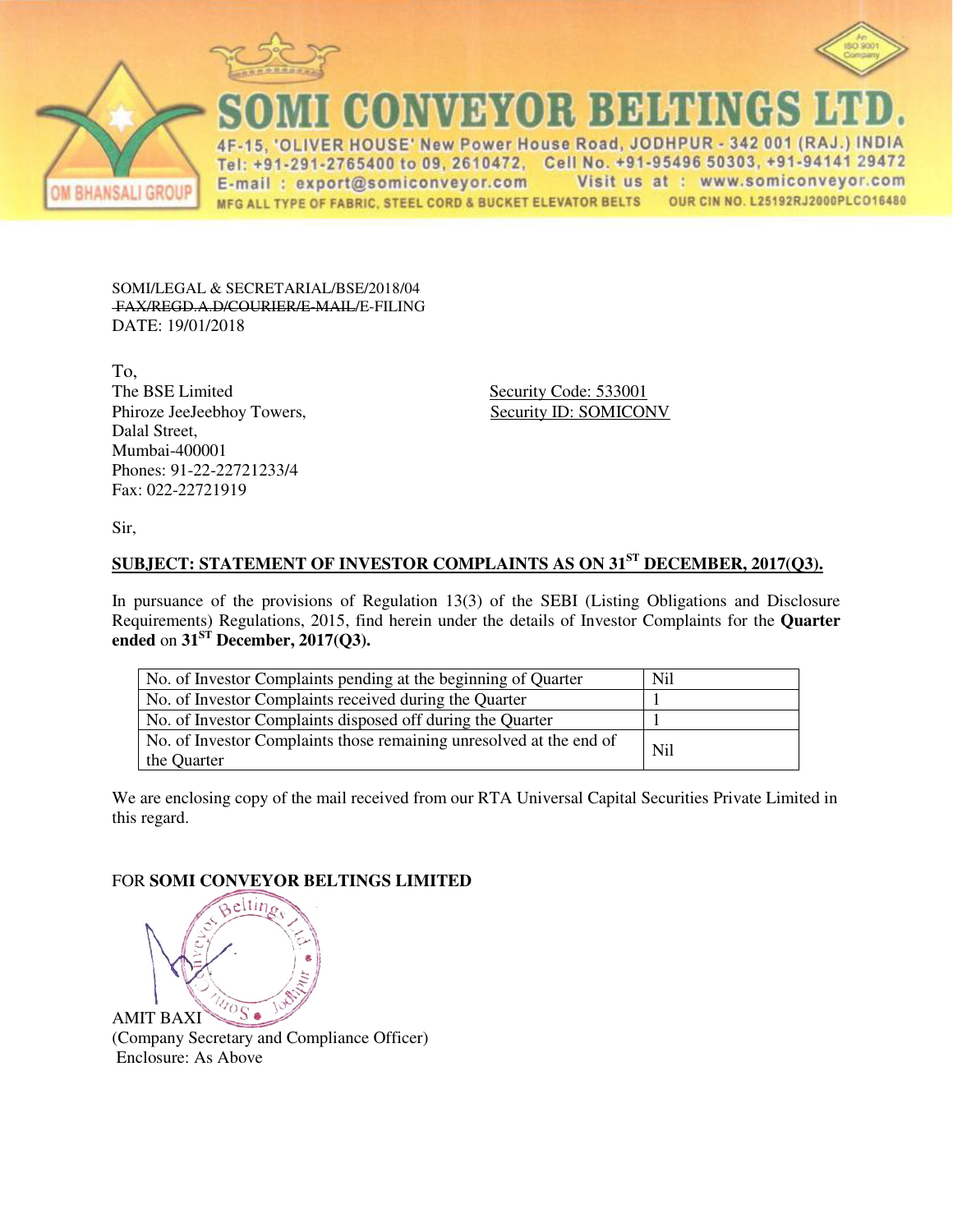# SOMI CONVEYOR BELTINGS LTD.

OM BHANSALI GROUP

4F-15, 'OLIVER HOUSE' New Power House Road, JODHPUR - 342 001 (RAJ.) INDIA
Tel: +91-291-2765400 to 09, 2610472, Cell No. +91-95496 50303, +91-94141 29472
E-mail : export@somiconveyor.com Visit us at : www.somiconveyor.com
MFG ALL TYPE OF FABRIC, STEEL CORD & BUCKET ELEVATOR BELTS OUR CIN NO. L25192RJ2000PLCO16480

SOMI/LEGAL & SECRETARIAL/BSE/2018/04
~~FAX/REGD.A.D/COURIER/E-MAIL~~/E-FILING
DATE: 19/01/2018

To,
The BSE Limited
Phiroze JeeJeebhoy Towers,
Dalal Street,
Mumbai-400001
Phones: 91-22-22721233/4
Fax: 022-22721919

Security Code: 533001
Security ID: SOMICONV

Sir,

**SUBJECT: STATEMENT OF INVESTOR COMPLAINTS AS ON 31ST DECEMBER, 2017(Q3).**

In pursuance of the provisions of Regulation 13(3) of the SEBI (Listing Obligations and Disclosure Requirements) Regulations, 2015, find herein under the details of Investor Complaints for the **Quarter ended** on **31ST December, 2017(Q3).**

| | |
|---|---|
| No. of Investor Complaints pending at the beginning of Quarter | Nil |
| No. of Investor Complaints received during the Quarter | 1 |
| No. of Investor Complaints disposed off during the Quarter | 1 |
| No. of Investor Complaints those remaining unresolved at the end of the Quarter | Nil |

We are enclosing copy of the mail received from our RTA Universal Capital Securities Private Limited in this regard.

FOR **SOMI CONVEYOR BELTINGS LIMITED**

AMIT BAXI
(Company Secretary and Compliance Officer)
Enclosure: As Above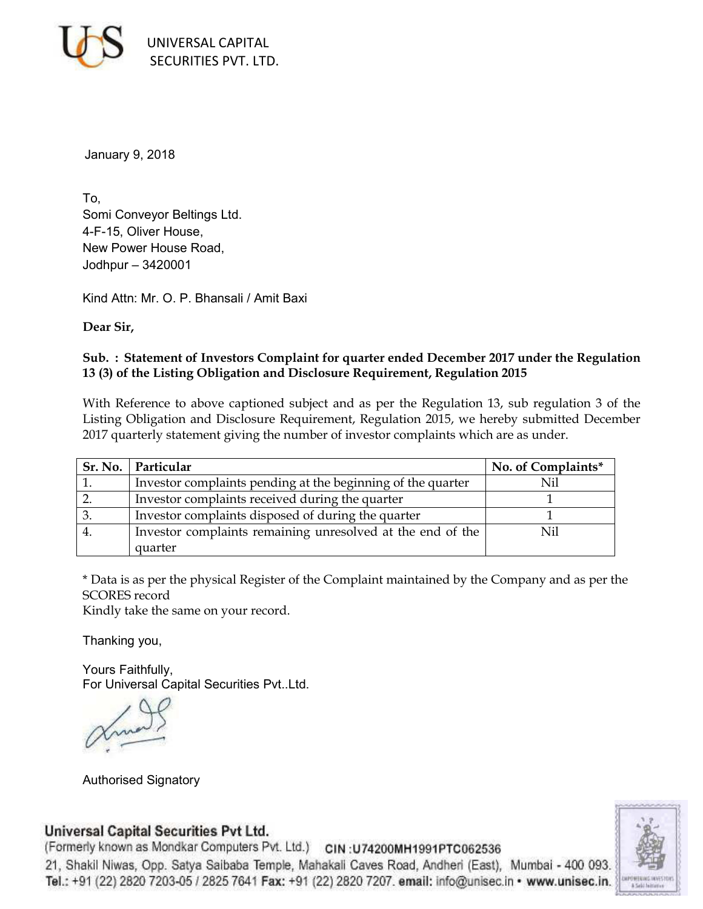UNIVERSAL CAPITAL
SECURITIES PVT. LTD.

January 9, 2018

To,
Somi Conveyor Beltings Ltd.
4-F-15, Oliver House,
New Power House Road,
Jodhpur – 3420001

Kind Attn: Mr. O. P. Bhansali / Amit Baxi

**Dear Sir,**

**Sub. : Statement of Investors Complaint for quarter ended December 2017 under the Regulation 13 (3) of the Listing Obligation and Disclosure Requirement, Regulation 2015**

With Reference to above captioned subject and as per the Regulation 13, sub regulation 3 of the Listing Obligation and Disclosure Requirement, Regulation 2015, we hereby submitted December 2017 quarterly statement giving the number of investor complaints which are as under.

| Sr. No. | Particular | No. of Complaints* |
|---|---|---|
| 1. | Investor complaints pending at the beginning of the quarter | Nil |
| 2. | Investor complaints received during the quarter | 1 |
| 3. | Investor complaints disposed of during the quarter | 1 |
| 4. | Investor complaints remaining unresolved at the end of the quarter | Nil |

* Data is as per the physical Register of the Complaint maintained by the Company and as per the SCORES record

Kindly take the same on your record.

Thanking you,

Yours Faithfully,
For Universal Capital Securities Pvt..Ltd.

Authorised Signatory

**Universal Capital Securities Pvt Ltd.**
(Formerly known as Mondkar Computers Pvt. Ltd.) CIN :U74200MH1991PTC062536
21, Shakil Niwas, Opp. Satya Saibaba Temple, Mahakali Caves Road, Andheri (East), Mumbai - 400 093.
**Tel.:** +91 (22) 2820 7203-05 / 2825 7641 **Fax:** +91 (22) 2820 7207. **email:** info@unisec.in • **www.unisec.in.**